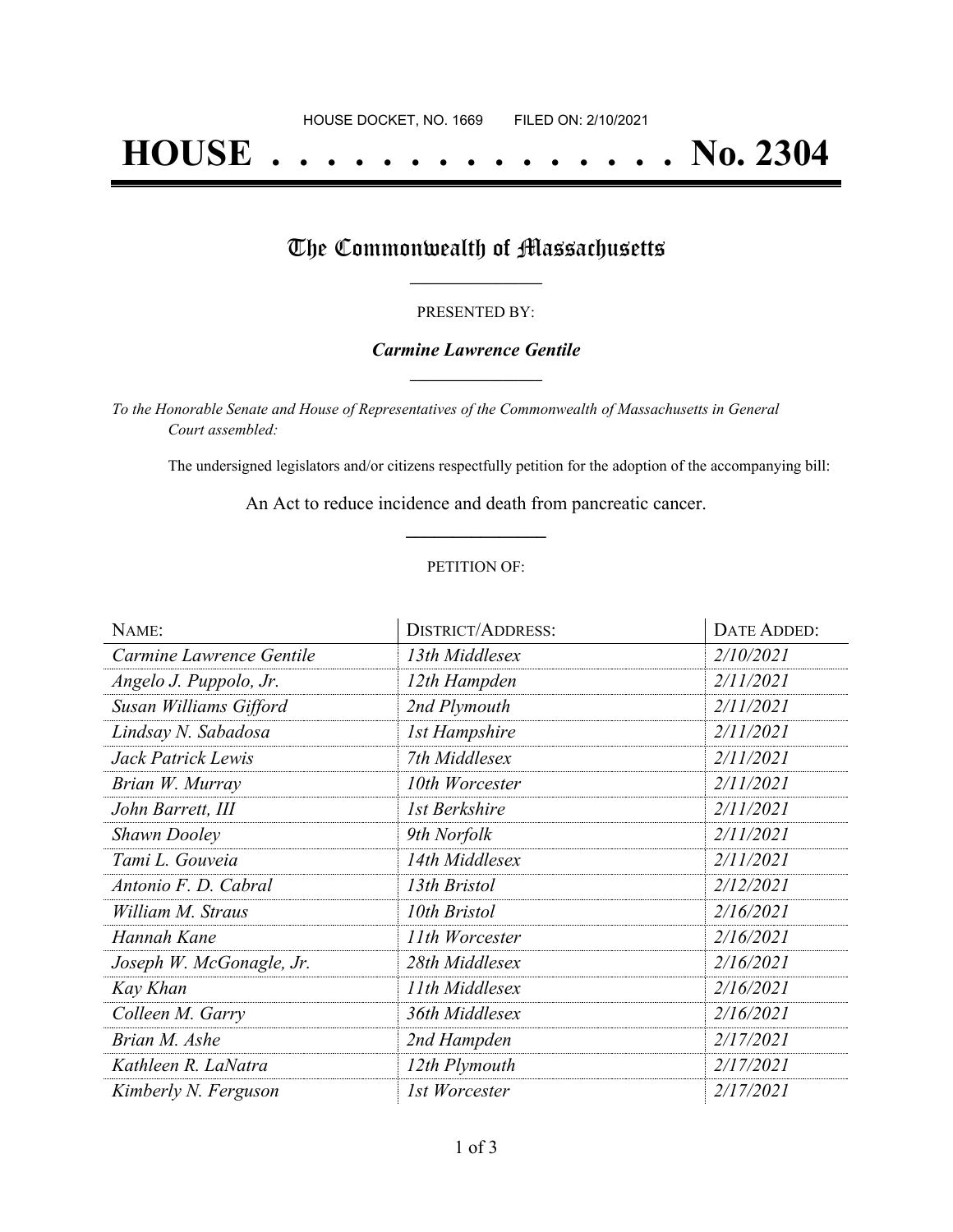HOUSE DOCKET, NO. 1669 FILED ON: 2/10/2021

# HOUSE . . . . . . . . . . . . . . . No. 2304

## The Commonwealth of Massachusetts

PRESENTED BY:

***Carmine Lawrence Gentile***

*To the Honorable Senate and House of Representatives of the Commonwealth of Massachusetts in General Court assembled:*

The undersigned legislators and/or citizens respectfully petition for the adoption of the accompanying bill:

An Act to reduce incidence and death from pancreatic cancer.

PETITION OF:

| NAME: | DISTRICT/ADDRESS: | DATE ADDED: |
|---|---|---|
| *Carmine Lawrence Gentile* | *13th Middlesex* | *2/10/2021* |
| *Angelo J. Puppolo, Jr.* | *12th Hampden* | *2/11/2021* |
| *Susan Williams Gifford* | *2nd Plymouth* | *2/11/2021* |
| *Lindsay N. Sabadosa* | *1st Hampshire* | *2/11/2021* |
| *Jack Patrick Lewis* | *7th Middlesex* | *2/11/2021* |
| *Brian W. Murray* | *10th Worcester* | *2/11/2021* |
| *John Barrett, III* | *1st Berkshire* | *2/11/2021* |
| *Shawn Dooley* | *9th Norfolk* | *2/11/2021* |
| *Tami L. Gouveia* | *14th Middlesex* | *2/11/2021* |
| *Antonio F. D. Cabral* | *13th Bristol* | *2/12/2021* |
| *William M. Straus* | *10th Bristol* | *2/16/2021* |
| *Hannah Kane* | *11th Worcester* | *2/16/2021* |
| *Joseph W. McGonagle, Jr.* | *28th Middlesex* | *2/16/2021* |
| *Kay Khan* | *11th Middlesex* | *2/16/2021* |
| *Colleen M. Garry* | *36th Middlesex* | *2/16/2021* |
| *Brian M. Ashe* | *2nd Hampden* | *2/17/2021* |
| *Kathleen R. LaNatra* | *12th Plymouth* | *2/17/2021* |
| *Kimberly N. Ferguson* | *1st Worcester* | *2/17/2021* |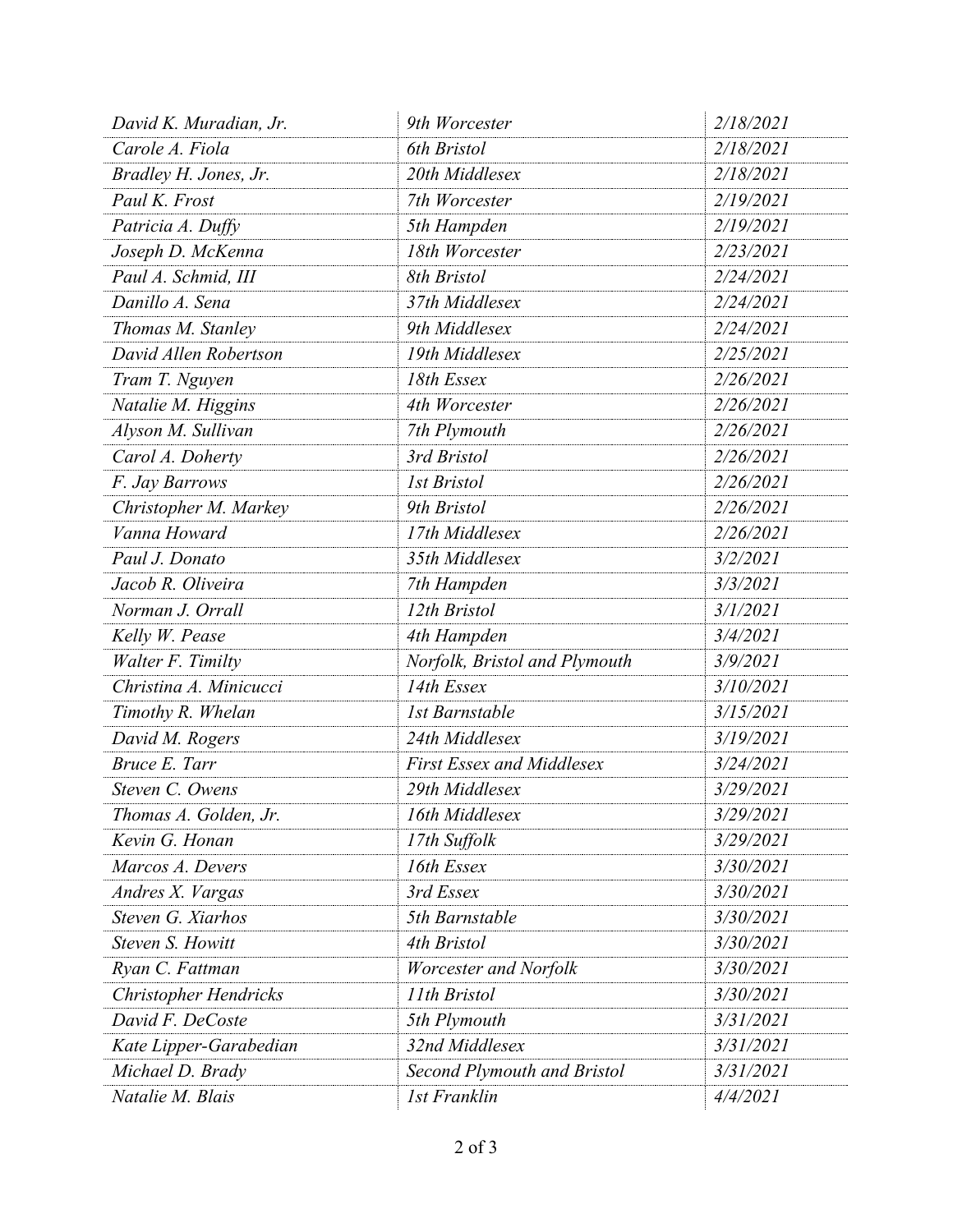| | | |
|---|---|---|
| *David K. Muradian, Jr.* | *9th Worcester* | *2/18/2021* |
| *Carole A. Fiola* | *6th Bristol* | *2/18/2021* |
| *Bradley H. Jones, Jr.* | *20th Middlesex* | *2/18/2021* |
| *Paul K. Frost* | *7th Worcester* | *2/19/2021* |
| *Patricia A. Duffy* | *5th Hampden* | *2/19/2021* |
| *Joseph D. McKenna* | *18th Worcester* | *2/23/2021* |
| *Paul A. Schmid, III* | *8th Bristol* | *2/24/2021* |
| *Danillo A. Sena* | *37th Middlesex* | *2/24/2021* |
| *Thomas M. Stanley* | *9th Middlesex* | *2/24/2021* |
| *David Allen Robertson* | *19th Middlesex* | *2/25/2021* |
| *Tram T. Nguyen* | *18th Essex* | *2/26/2021* |
| *Natalie M. Higgins* | *4th Worcester* | *2/26/2021* |
| *Alyson M. Sullivan* | *7th Plymouth* | *2/26/2021* |
| *Carol A. Doherty* | *3rd Bristol* | *2/26/2021* |
| *F. Jay Barrows* | *1st Bristol* | *2/26/2021* |
| *Christopher M. Markey* | *9th Bristol* | *2/26/2021* |
| *Vanna Howard* | *17th Middlesex* | *2/26/2021* |
| *Paul J. Donato* | *35th Middlesex* | *3/2/2021* |
| *Jacob R. Oliveira* | *7th Hampden* | *3/3/2021* |
| *Norman J. Orrall* | *12th Bristol* | *3/1/2021* |
| *Kelly W. Pease* | *4th Hampden* | *3/4/2021* |
| *Walter F. Timilty* | *Norfolk, Bristol and Plymouth* | *3/9/2021* |
| *Christina A. Minicucci* | *14th Essex* | *3/10/2021* |
| *Timothy R. Whelan* | *1st Barnstable* | *3/15/2021* |
| *David M. Rogers* | *24th Middlesex* | *3/19/2021* |
| *Bruce E. Tarr* | *First Essex and Middlesex* | *3/24/2021* |
| *Steven C. Owens* | *29th Middlesex* | *3/29/2021* |
| *Thomas A. Golden, Jr.* | *16th Middlesex* | *3/29/2021* |
| *Kevin G. Honan* | *17th Suffolk* | *3/29/2021* |
| *Marcos A. Devers* | *16th Essex* | *3/30/2021* |
| *Andres X. Vargas* | *3rd Essex* | *3/30/2021* |
| *Steven G. Xiarhos* | *5th Barnstable* | *3/30/2021* |
| *Steven S. Howitt* | *4th Bristol* | *3/30/2021* |
| *Ryan C. Fattman* | *Worcester and Norfolk* | *3/30/2021* |
| *Christopher Hendricks* | *11th Bristol* | *3/30/2021* |
| *David F. DeCoste* | *5th Plymouth* | *3/31/2021* |
| *Kate Lipper-Garabedian* | *32nd Middlesex* | *3/31/2021* |
| *Michael D. Brady* | *Second Plymouth and Bristol* | *3/31/2021* |
| *Natalie M. Blais* | *1st Franklin* | *4/4/2021* |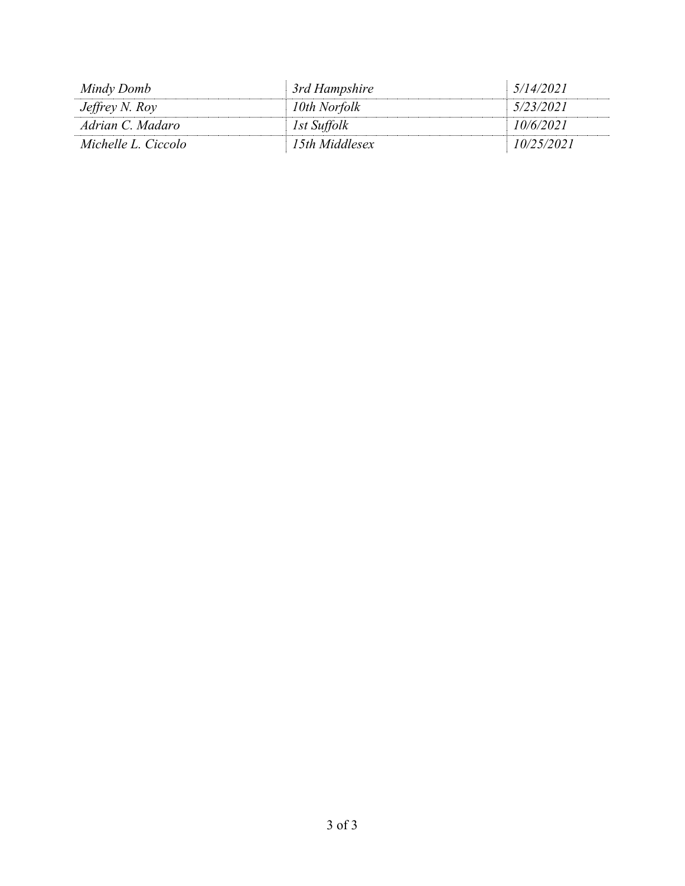| | | |
|---|---|---|
| *Mindy Domb* | *3rd Hampshire* | *5/14/2021* |
| *Jeffrey N. Roy* | *10th Norfolk* | *5/23/2021* |
| *Adrian C. Madaro* | *1st Suffolk* | *10/6/2021* |
| *Michelle L. Ciccolo* | *15th Middlesex* | *10/25/2021* |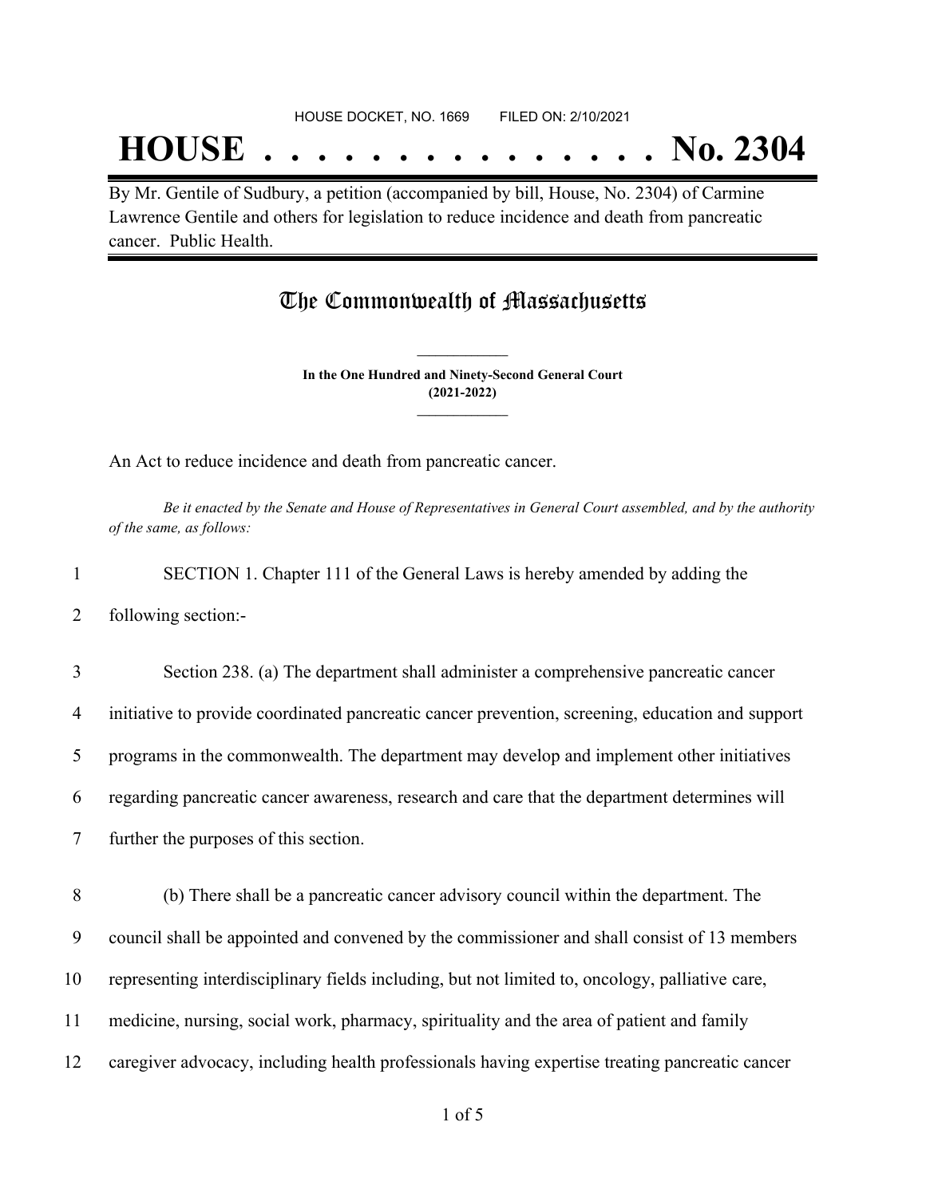HOUSE DOCKET, NO. 1669 FILED ON: 2/10/2021

# HOUSE . . . . . . . . . . . . . . . No. 2304

By Mr. Gentile of Sudbury, a petition (accompanied by bill, House, No. 2304) of Carmine Lawrence Gentile and others for legislation to reduce incidence and death from pancreatic cancer. Public Health.

## The Commonwealth of Massachusetts

**In the One Hundred and Ninety-Second General Court**
**(2021-2022)**

An Act to reduce incidence and death from pancreatic cancer.

*Be it enacted by the Senate and House of Representatives in General Court assembled, and by the authority of the same, as follows:*

1 SECTION 1. Chapter 111 of the General Laws is hereby amended by adding the
2 following section:-

3 Section 238. (a) The department shall administer a comprehensive pancreatic cancer
4 initiative to provide coordinated pancreatic cancer prevention, screening, education and support
5 programs in the commonwealth. The department may develop and implement other initiatives
6 regarding pancreatic cancer awareness, research and care that the department determines will
7 further the purposes of this section.

8 (b) There shall be a pancreatic cancer advisory council within the department. The
9 council shall be appointed and convened by the commissioner and shall consist of 13 members
10 representing interdisciplinary fields including, but not limited to, oncology, palliative care,
11 medicine, nursing, social work, pharmacy, spirituality and the area of patient and family
12 caregiver advocacy, including health professionals having expertise treating pancreatic cancer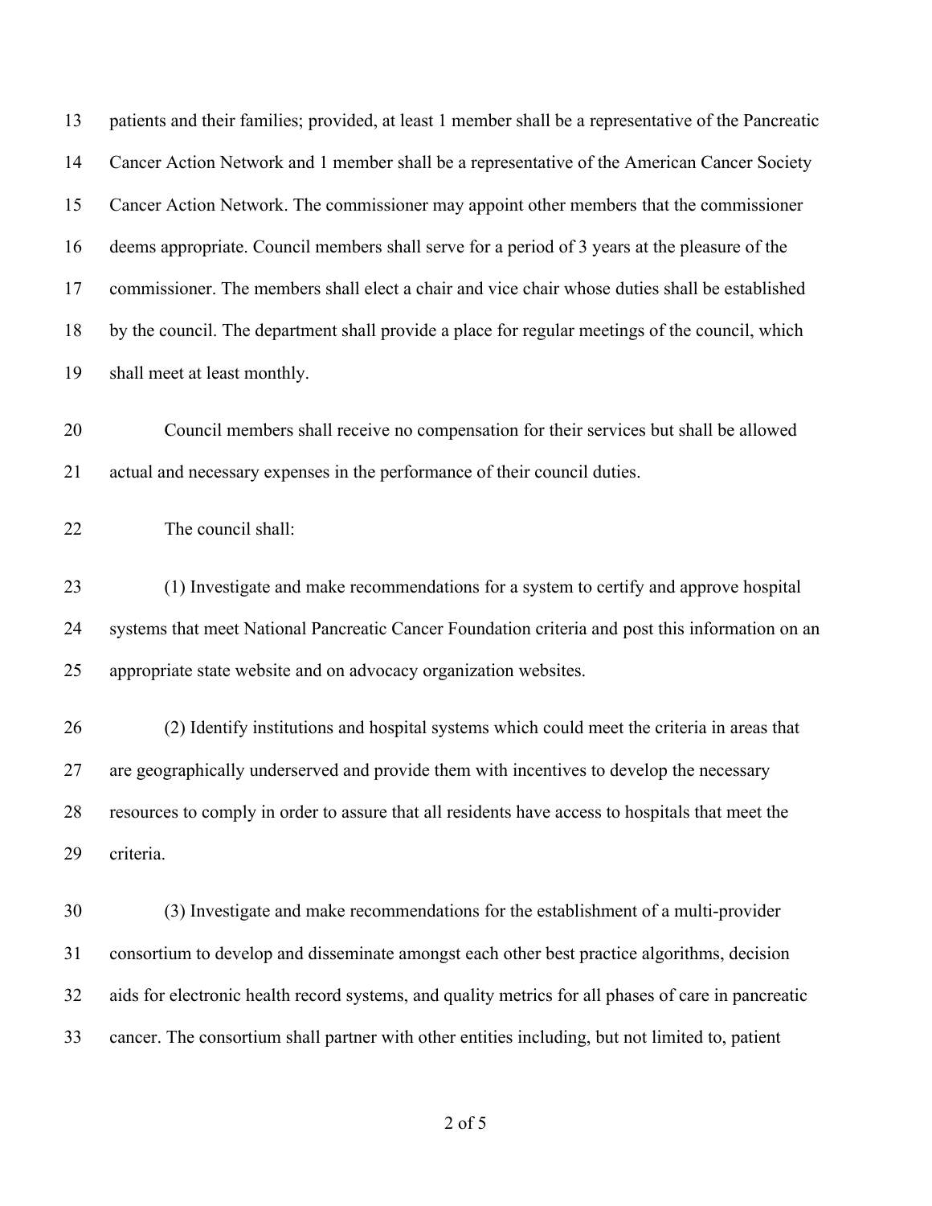patients and their families; provided, at least 1 member shall be a representative of the Pancreatic Cancer Action Network and 1 member shall be a representative of the American Cancer Society Cancer Action Network. The commissioner may appoint other members that the commissioner deems appropriate. Council members shall serve for a period of 3 years at the pleasure of the commissioner. The members shall elect a chair and vice chair whose duties shall be established by the council. The department shall provide a place for regular meetings of the council, which shall meet at least monthly.

Council members shall receive no compensation for their services but shall be allowed actual and necessary expenses in the performance of their council duties.

The council shall:

(1) Investigate and make recommendations for a system to certify and approve hospital systems that meet National Pancreatic Cancer Foundation criteria and post this information on an appropriate state website and on advocacy organization websites.

(2) Identify institutions and hospital systems which could meet the criteria in areas that are geographically underserved and provide them with incentives to develop the necessary resources to comply in order to assure that all residents have access to hospitals that meet the criteria.

(3) Investigate and make recommendations for the establishment of a multi-provider consortium to develop and disseminate amongst each other best practice algorithms, decision aids for electronic health record systems, and quality metrics for all phases of care in pancreatic cancer. The consortium shall partner with other entities including, but not limited to, patient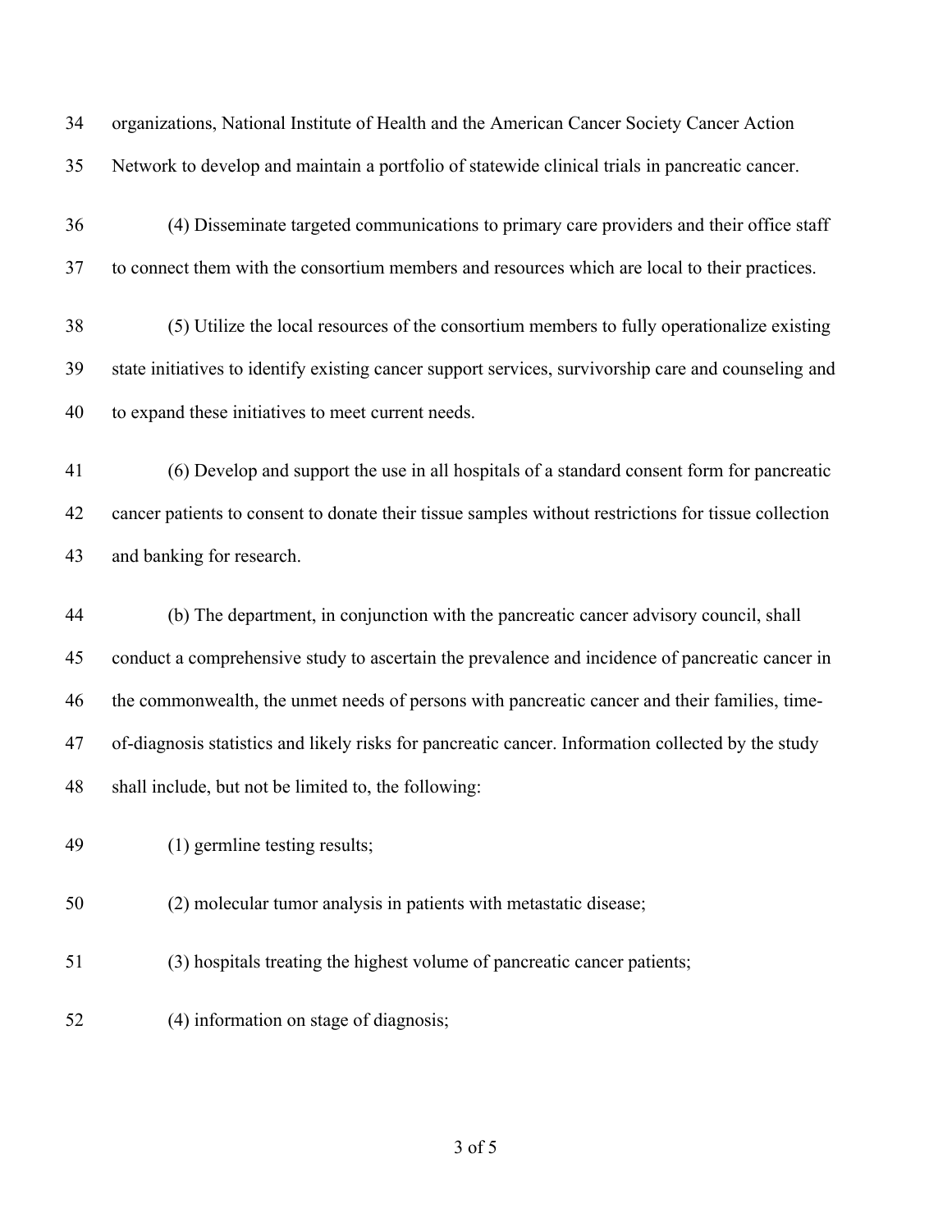organizations, National Institute of Health and the American Cancer Society Cancer Action Network to develop and maintain a portfolio of statewide clinical trials in pancreatic cancer.

(4) Disseminate targeted communications to primary care providers and their office staff to connect them with the consortium members and resources which are local to their practices.

(5) Utilize the local resources of the consortium members to fully operationalize existing state initiatives to identify existing cancer support services, survivorship care and counseling and to expand these initiatives to meet current needs.

(6) Develop and support the use in all hospitals of a standard consent form for pancreatic cancer patients to consent to donate their tissue samples without restrictions for tissue collection and banking for research.

(b) The department, in conjunction with the pancreatic cancer advisory council, shall conduct a comprehensive study to ascertain the prevalence and incidence of pancreatic cancer in the commonwealth, the unmet needs of persons with pancreatic cancer and their families, time-of-diagnosis statistics and likely risks for pancreatic cancer. Information collected by the study shall include, but not be limited to, the following:

(1) germline testing results;

(2) molecular tumor analysis in patients with metastatic disease;

(3) hospitals treating the highest volume of pancreatic cancer patients;

(4) information on stage of diagnosis;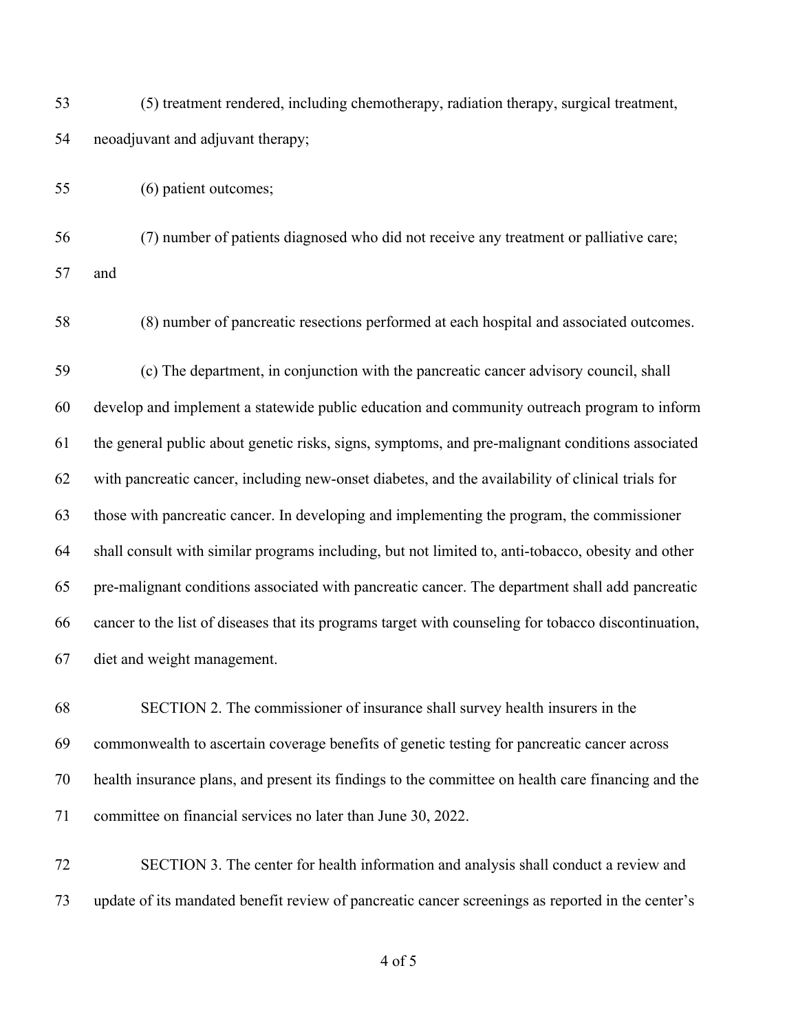(5) treatment rendered, including chemotherapy, radiation therapy, surgical treatment, neoadjuvant and adjuvant therapy;

(6) patient outcomes;

(7) number of patients diagnosed who did not receive any treatment or palliative care; and

(8) number of pancreatic resections performed at each hospital and associated outcomes.

(c) The department, in conjunction with the pancreatic cancer advisory council, shall develop and implement a statewide public education and community outreach program to inform the general public about genetic risks, signs, symptoms, and pre-malignant conditions associated with pancreatic cancer, including new-onset diabetes, and the availability of clinical trials for those with pancreatic cancer. In developing and implementing the program, the commissioner shall consult with similar programs including, but not limited to, anti-tobacco, obesity and other pre-malignant conditions associated with pancreatic cancer. The department shall add pancreatic cancer to the list of diseases that its programs target with counseling for tobacco discontinuation, diet and weight management.

SECTION 2. The commissioner of insurance shall survey health insurers in the commonwealth to ascertain coverage benefits of genetic testing for pancreatic cancer across health insurance plans, and present its findings to the committee on health care financing and the committee on financial services no later than June 30, 2022.

SECTION 3. The center for health information and analysis shall conduct a review and update of its mandated benefit review of pancreatic cancer screenings as reported in the center's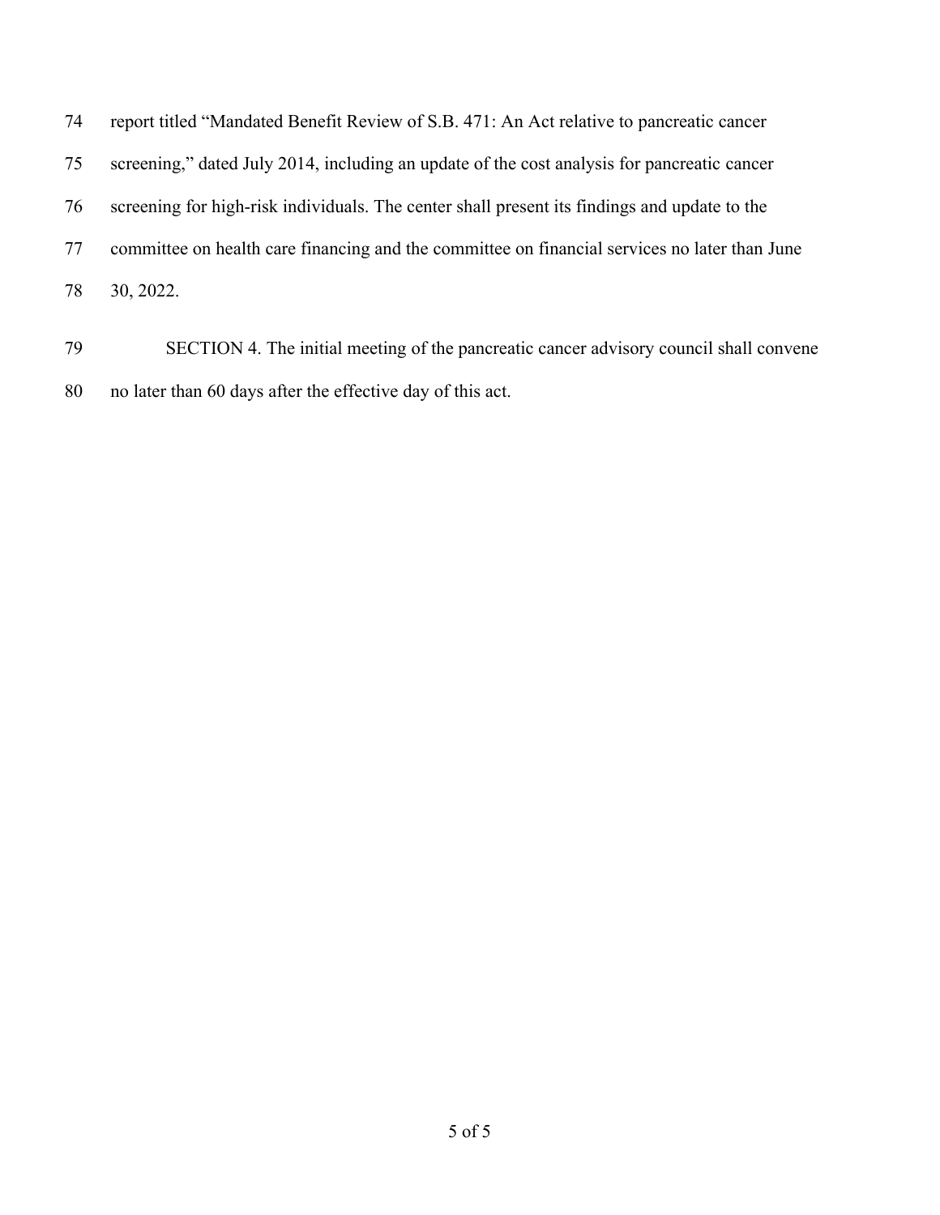report titled “Mandated Benefit Review of S.B. 471: An Act relative to pancreatic cancer screening,” dated July 2014, including an update of the cost analysis for pancreatic cancer screening for high-risk individuals. The center shall present its findings and update to the committee on health care financing and the committee on financial services no later than June 30, 2022.

SECTION 4. The initial meeting of the pancreatic cancer advisory council shall convene no later than 60 days after the effective day of this act.